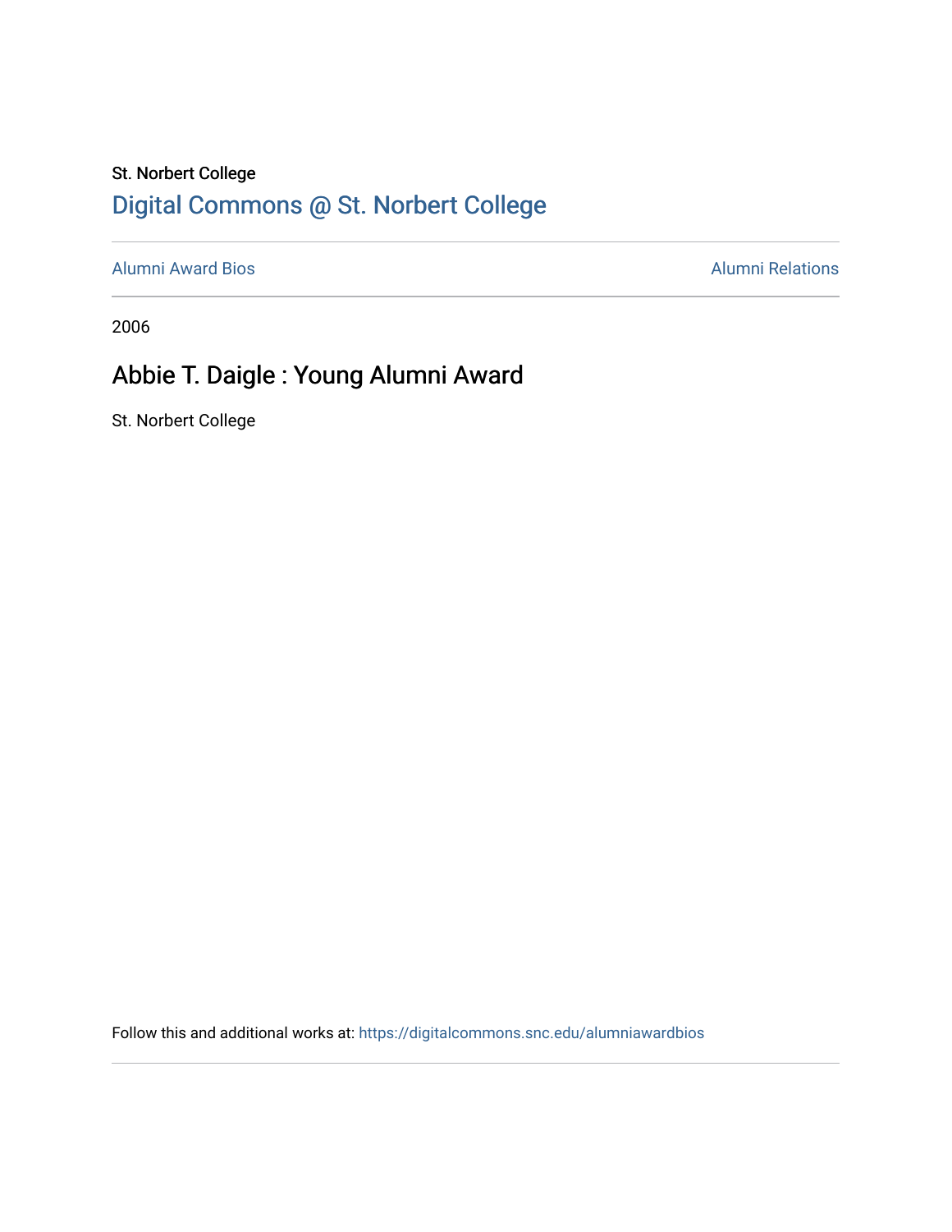St. Norbert College

Digital Commons @ St. Norbert College

Alumni Award Bios

Alumni Relations

2006

# Abbie T. Daigle : Young Alumni Award

St. Norbert College

Follow this and additional works at: https://digitalcommons.snc.edu/alumniawardbios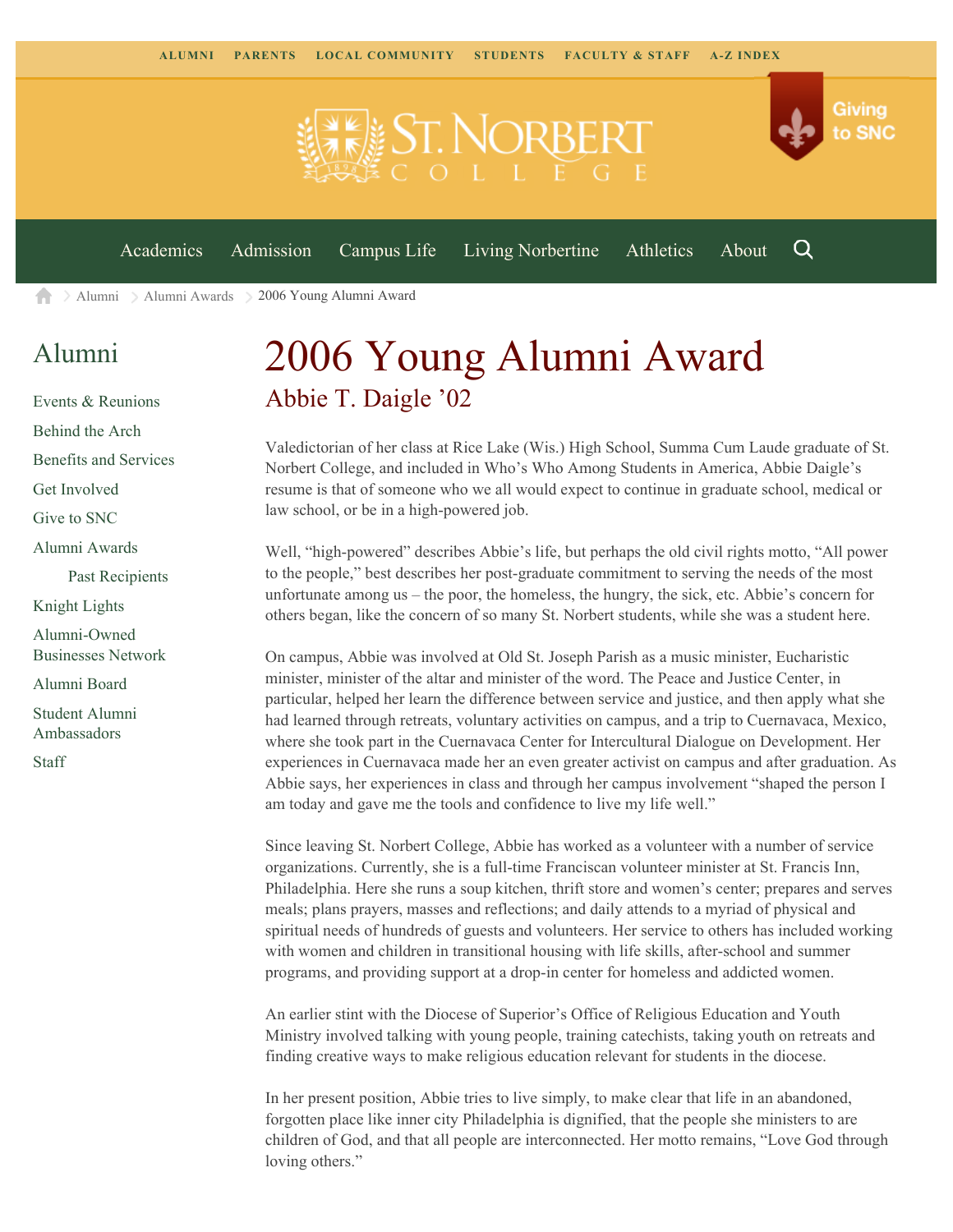ALUMNI PARENTS LOCAL COMMUNITY STUDENTS FACULTY & STAFF A-Z INDEX

Giving to SNC

Academics Admission Campus Life Living Norbertine Athletics About

Alumni > Alumni Awards > 2006 Young Alumni Award

## Alumni

- Events & Reunions
- Behind the Arch
- Benefits and Services
- Get Involved
- Give to SNC
- Alumni Awards
  - Past Recipients
- Knight Lights
- Alumni-Owned Businesses Network
- Alumni Board
- Student Alumni Ambassadors
- Staff

# 2006 Young Alumni Award

## Abbie T. Daigle '02

Valedictorian of her class at Rice Lake (Wis.) High School, Summa Cum Laude graduate of St. Norbert College, and included in Who's Who Among Students in America, Abbie Daigle's resume is that of someone who we all would expect to continue in graduate school, medical or law school, or be in a high-powered job.

Well, "high-powered" describes Abbie's life, but perhaps the old civil rights motto, "All power to the people," best describes her post-graduate commitment to serving the needs of the most unfortunate among us – the poor, the homeless, the hungry, the sick, etc. Abbie's concern for others began, like the concern of so many St. Norbert students, while she was a student here.

On campus, Abbie was involved at Old St. Joseph Parish as a music minister, Eucharistic minister, minister of the altar and minister of the word. The Peace and Justice Center, in particular, helped her learn the difference between service and justice, and then apply what she had learned through retreats, voluntary activities on campus, and a trip to Cuernavaca, Mexico, where she took part in the Cuernavaca Center for Intercultural Dialogue on Development. Her experiences in Cuernavaca made her an even greater activist on campus and after graduation. As Abbie says, her experiences in class and through her campus involvement "shaped the person I am today and gave me the tools and confidence to live my life well."

Since leaving St. Norbert College, Abbie has worked as a volunteer with a number of service organizations. Currently, she is a full-time Franciscan volunteer minister at St. Francis Inn, Philadelphia. Here she runs a soup kitchen, thrift store and women's center; prepares and serves meals; plans prayers, masses and reflections; and daily attends to a myriad of physical and spiritual needs of hundreds of guests and volunteers. Her service to others has included working with women and children in transitional housing with life skills, after-school and summer programs, and providing support at a drop-in center for homeless and addicted women.

An earlier stint with the Diocese of Superior's Office of Religious Education and Youth Ministry involved talking with young people, training catechists, taking youth on retreats and finding creative ways to make religious education relevant for students in the diocese.

In her present position, Abbie tries to live simply, to make clear that life in an abandoned, forgotten place like inner city Philadelphia is dignified, that the people she ministers to are children of God, and that all people are interconnected. Her motto remains, "Love God through loving others."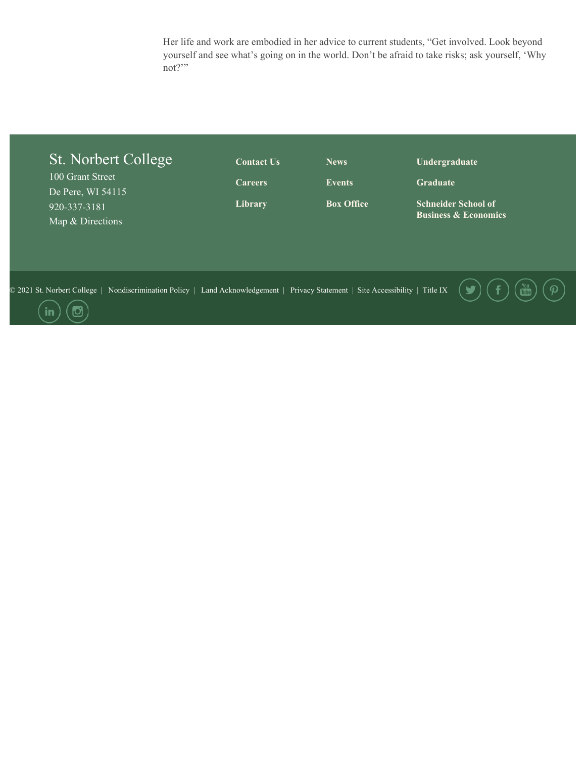Her life and work are embodied in her advice to current students, “Get involved. Look beyond yourself and see what’s going on in the world. Don’t be afraid to take risks; ask yourself, ‘Why not?’”

St. Norbert College
100 Grant Street
De Pere, WI 54115
920-337-3181
Map & Directions

**Contact Us**
**Careers**
**Library**

**News**
**Events**
**Box Office**

**Undergraduate**
**Graduate**
**Schneider School of Business & Economics**

© 2021 St. Norbert College | Nondiscrimination Policy | Land Acknowledgement | Privacy Statement | Site Accessibility | Title IX